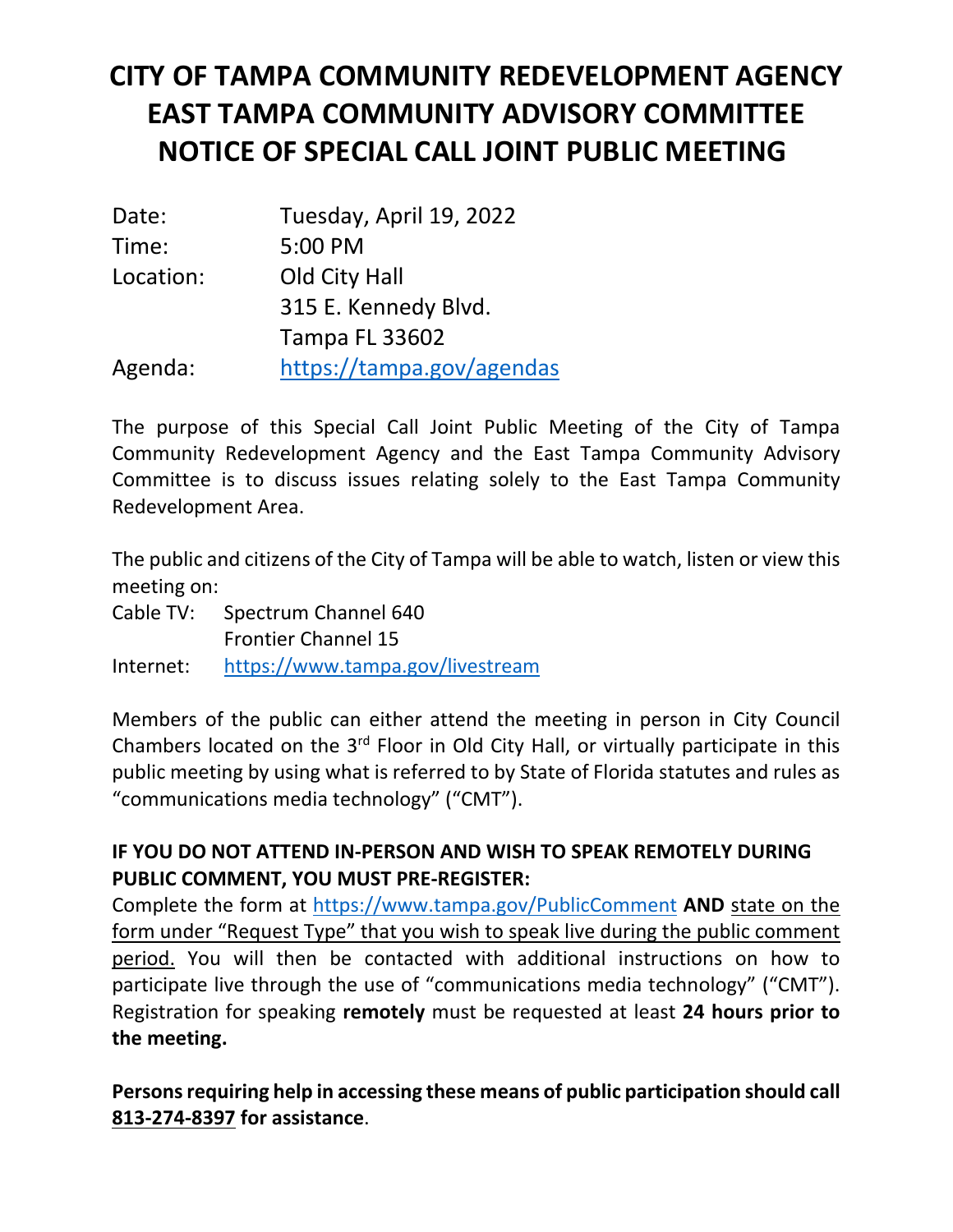# CITY OF TAMPA COMMUNITY REDEVELOPMENT AGENCY
# EAST TAMPA COMMUNITY ADVISORY COMMITTEE
# NOTICE OF SPECIAL CALL JOINT PUBLIC MEETING

| | |
|---|---|
| Date: | Tuesday, April 19, 2022 |
| Time: | 5:00 PM |
| Location: | Old City Hall<br>315 E. Kennedy Blvd.<br>Tampa FL 33602 |
| Agenda: | https://tampa.gov/agendas |

The purpose of this Special Call Joint Public Meeting of the City of Tampa Community Redevelopment Agency and the East Tampa Community Advisory Committee is to discuss issues relating solely to the East Tampa Community Redevelopment Area.

The public and citizens of the City of Tampa will be able to watch, listen or view this meeting on:

| | |
|---|---|
| Cable TV: | Spectrum Channel 640<br>Frontier Channel 15 |
| Internet: | https://www.tampa.gov/livestream |

Members of the public can either attend the meeting in person in City Council Chambers located on the 3rd Floor in Old City Hall, or virtually participate in this public meeting by using what is referred to by State of Florida statutes and rules as "communications media technology" ("CMT").

**IF YOU DO NOT ATTEND IN-PERSON AND WISH TO SPEAK REMOTELY DURING PUBLIC COMMENT, YOU MUST PRE-REGISTER:**
Complete the form at https://www.tampa.gov/PublicComment **AND** state on the form under "Request Type" that you wish to speak live during the public comment period. You will then be contacted with additional instructions on how to participate live through the use of "communications media technology" ("CMT"). Registration for speaking **remotely** must be requested at least **24 hours prior to the meeting.**

**Persons requiring help in accessing these means of public participation should call 813-274-8397 for assistance**.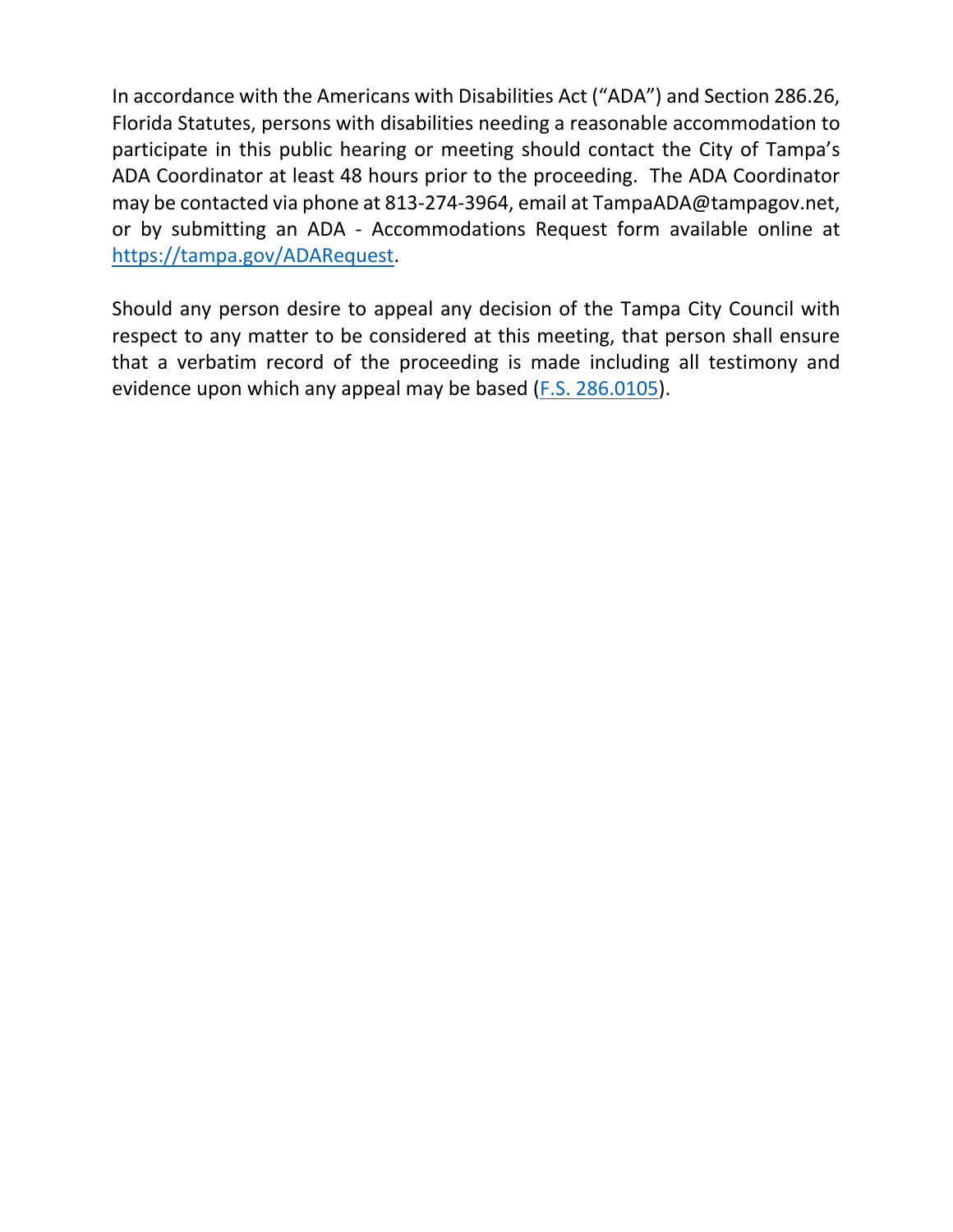In accordance with the Americans with Disabilities Act ("ADA") and Section 286.26, Florida Statutes, persons with disabilities needing a reasonable accommodation to participate in this public hearing or meeting should contact the City of Tampa's ADA Coordinator at least 48 hours prior to the proceeding. The ADA Coordinator may be contacted via phone at 813-274-3964, email at TampaADA@tampagov.net, or by submitting an ADA - Accommodations Request form available online at [https://tampa.gov/ADARequest](https://tampa.gov/ADARequest).

Should any person desire to appeal any decision of the Tampa City Council with respect to any matter to be considered at this meeting, that person shall ensure that a verbatim record of the proceeding is made including all testimony and evidence upon which any appeal may be based (F.S. 286.0105).